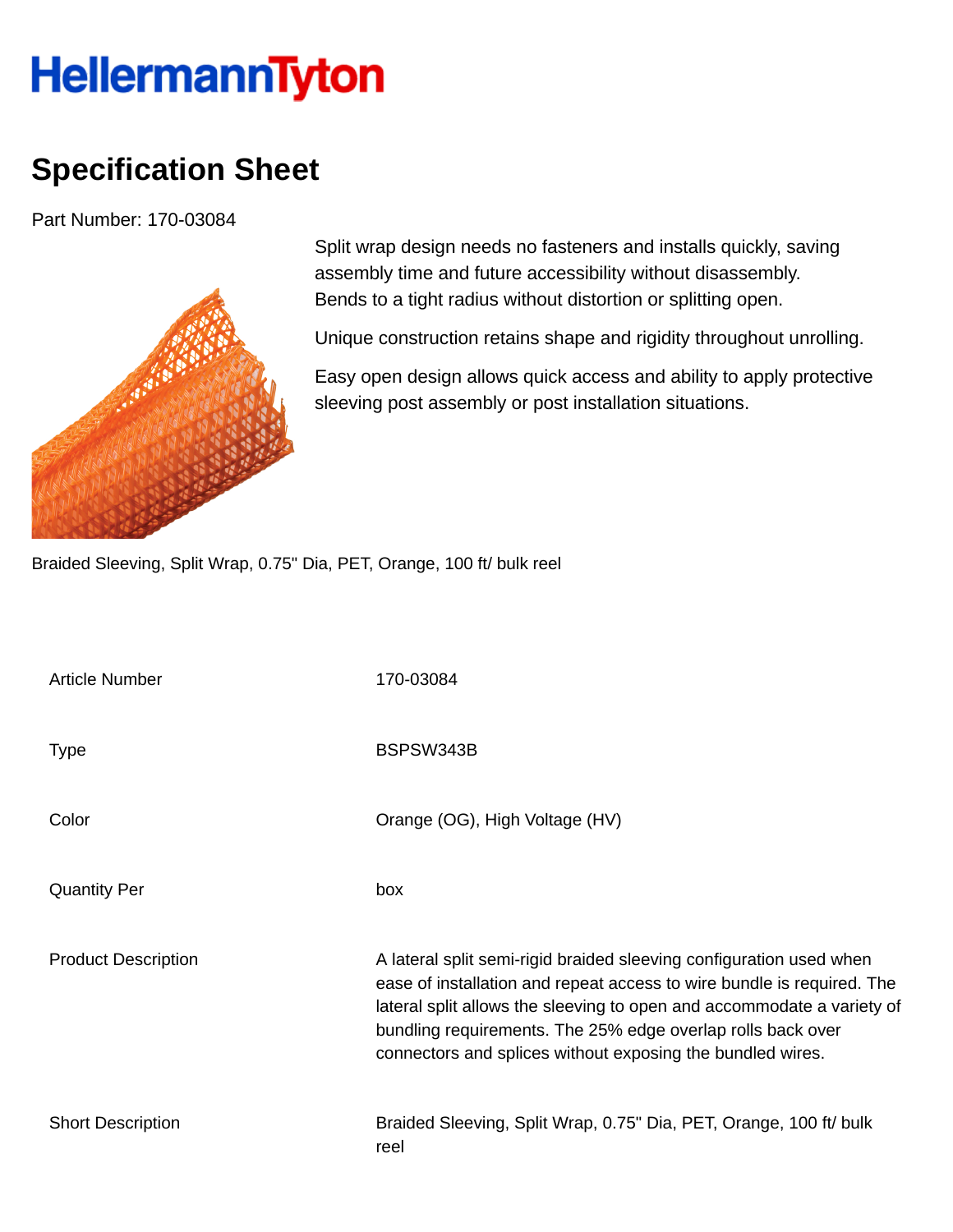# HellermannTyton

## Specification Sheet

Part Number: 170-03084

Split wrap design needs no fasteners and installs quickly, saving assembly time and future accessibility without disassembly. Bends to a tight radius without distortion or splitting open.

Unique construction retains shape and rigidity throughout unrolling.

Easy open design allows quick access and ability to apply protective sleeving post assembly or post installation situations.

Braided Sleeving, Split Wrap, 0.75" Dia, PET, Orange, 100 ft/ bulk reel

| | |
|---|---|
| Article Number | 170-03084 |
| Type | BSPSW343B |
| Color | Orange (OG), High Voltage (HV) |
| Quantity Per | box |
| Product Description | A lateral split semi-rigid braided sleeving configuration used when ease of installation and repeat access to wire bundle is required. The lateral split allows the sleeving to open and accommodate a variety of bundling requirements. The 25% edge overlap rolls back over connectors and splices without exposing the bundled wires. |
| Short Description | Braided Sleeving, Split Wrap, 0.75" Dia, PET, Orange, 100 ft/ bulk reel |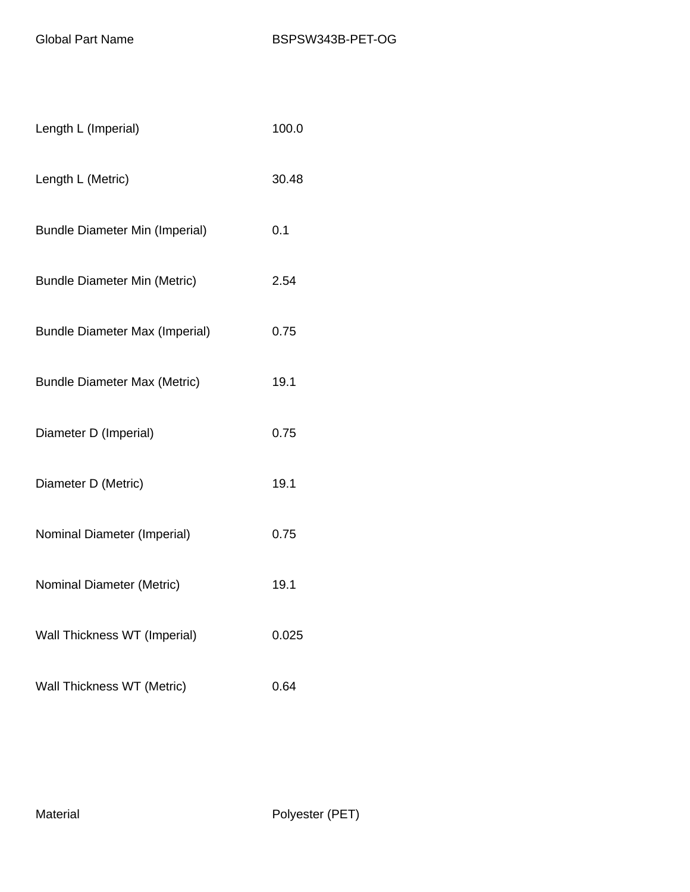| Global Part Name | BSPSW343B-PET-OG |
|---|---|
| Length L (Imperial) | 100.0 |
| Length L (Metric) | 30.48 |
| Bundle Diameter Min (Imperial) | 0.1 |
| Bundle Diameter Min (Metric) | 2.54 |
| Bundle Diameter Max (Imperial) | 0.75 |
| Bundle Diameter Max (Metric) | 19.1 |
| Diameter D (Imperial) | 0.75 |
| Diameter D (Metric) | 19.1 |
| Nominal Diameter (Imperial) | 0.75 |
| Nominal Diameter (Metric) | 19.1 |
| Wall Thickness WT (Imperial) | 0.025 |
| Wall Thickness WT (Metric) | 0.64 |
| Material | Polyester (PET) |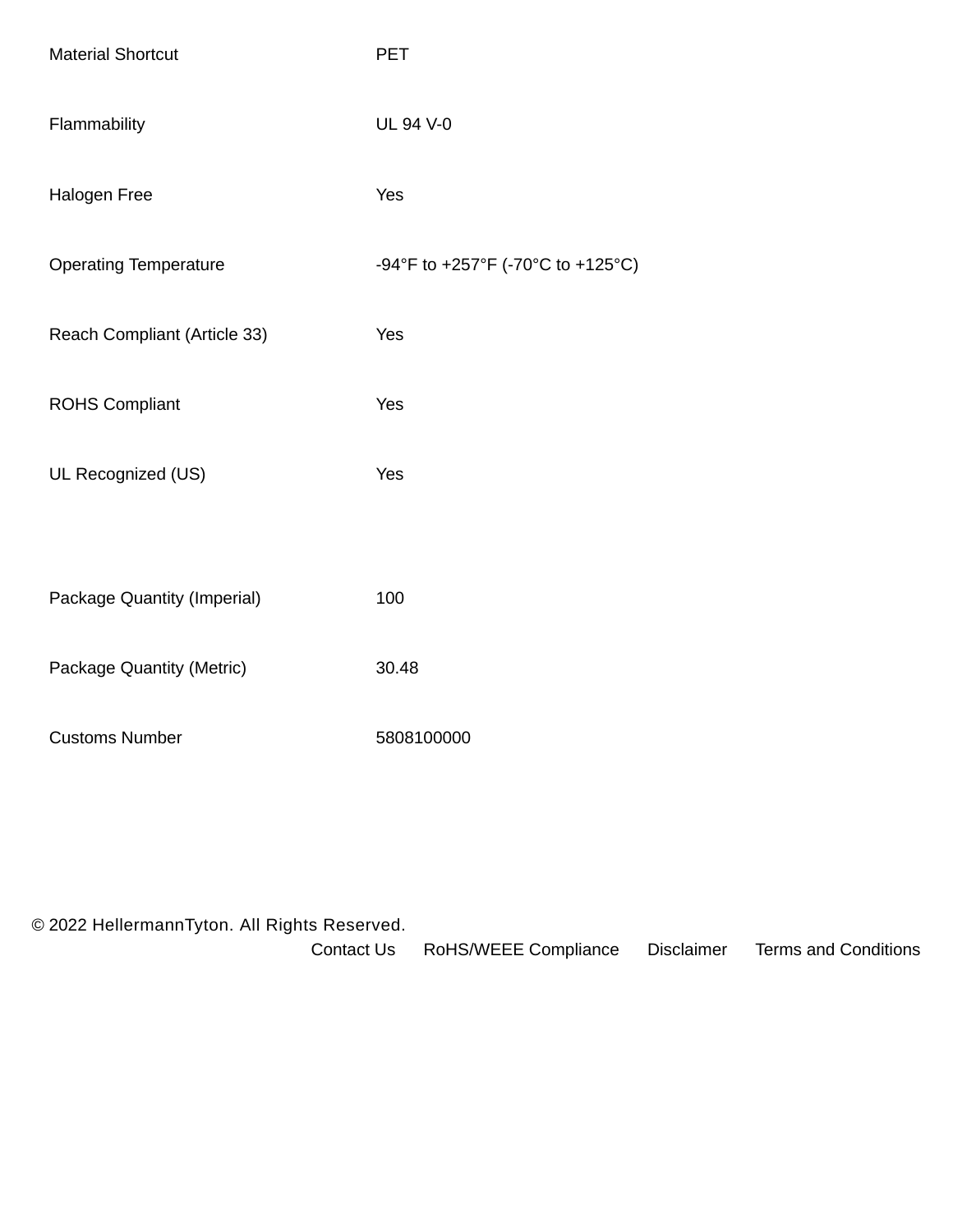| | |
|---|---|
| Material Shortcut | PET |
| Flammability | UL 94 V-0 |
| Halogen Free | Yes |
| Operating Temperature | -94°F to +257°F (-70°C to +125°C) |
| Reach Compliant (Article 33) | Yes |
| ROHS Compliant | Yes |
| UL Recognized (US) | Yes |

| | |
|---|---|
| Package Quantity (Imperial) | 100 |
| Package Quantity (Metric) | 30.48 |
| Customs Number | 5808100000 |

© 2022 HellermannTyton. All Rights Reserved.

Contact Us    RoHS/WEEE Compliance    Disclaimer    Terms and Conditions